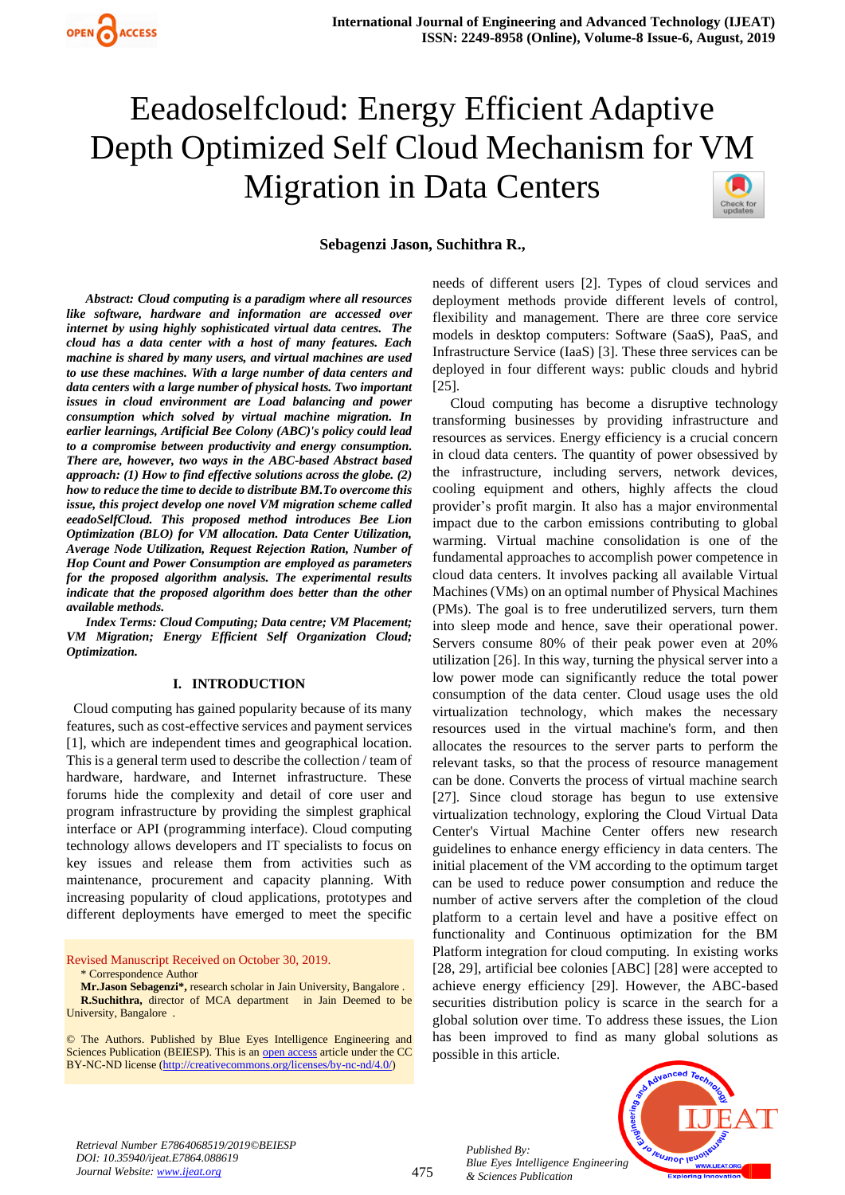# Eeadoselfcloud: Energy Efficient Adaptive Depth Optimized Self Cloud Mechanism for VM Migration in Data Centers

**Sebagenzi Jason, Suchithra R.,**

***Abstract: Cloud computing is a paradigm where all resources like software, hardware and information are accessed over internet by using highly sophisticated virtual data centres. The cloud has a data center with a host of many features. Each machine is shared by many users, and virtual machines are used to use these machines. With a large number of data centers and data centers with a large number of physical hosts. Two important issues in cloud environment are Load balancing and power consumption which solved by virtual machine migration. In earlier learnings, Artificial Bee Colony (ABC)'s policy could lead to a compromise between productivity and energy consumption. There are, however, two ways in the ABC-based Abstract based approach: (1) How to find effective solutions across the globe. (2) how to reduce the time to decide to distribute BM.To overcome this issue, this project develop one novel VM migration scheme called eeadoSelfCloud. This proposed method introduces Bee Lion Optimization (BLO) for VM allocation. Data Center Utilization, Average Node Utilization, Request Rejection Ration, Number of Hop Count and Power Consumption are employed as parameters for the proposed algorithm analysis. The experimental results indicate that the proposed algorithm does better than the other available methods.***

***Index Terms: Cloud Computing; Data centre; VM Placement; VM Migration; Energy Efficient Self Organization Cloud; Optimization.***

## I. INTRODUCTION

Cloud computing has gained popularity because of its many features, such as cost-effective services and payment services [1], which are independent times and geographical location. This is a general term used to describe the collection / team of hardware, hardware, and Internet infrastructure. These forums hide the complexity and detail of core user and program infrastructure by providing the simplest graphical interface or API (programming interface). Cloud computing technology allows developers and IT specialists to focus on key issues and release them from activities such as maintenance, procurement and capacity planning. With increasing popularity of cloud applications, prototypes and different deployments have emerged to meet the specific needs of different users [2]. Types of cloud services and deployment methods provide different levels of control, flexibility and management. There are three core service models in desktop computers: Software (SaaS), PaaS, and Infrastructure Service (IaaS) [3]. These three services can be deployed in four different ways: public clouds and hybrid [25].

Cloud computing has become a disruptive technology transforming businesses by providing infrastructure and resources as services. Energy efficiency is a crucial concern in cloud data centers. The quantity of power obsessived by the infrastructure, including servers, network devices, cooling equipment and others, highly affects the cloud provider's profit margin. It also has a major environmental impact due to the carbon emissions contributing to global warming. Virtual machine consolidation is one of the fundamental approaches to accomplish power competence in cloud data centers. It involves packing all available Virtual Machines (VMs) on an optimal number of Physical Machines (PMs). The goal is to free underutilized servers, turn them into sleep mode and hence, save their operational power. Servers consume 80% of their peak power even at 20% utilization [26]. In this way, turning the physical server into a low power mode can significantly reduce the total power consumption of the data center. Cloud usage uses the old virtualization technology, which makes the necessary resources used in the virtual machine's form, and then allocates the resources to the server parts to perform the relevant tasks, so that the process of resource management can be done. Converts the process of virtual machine search [27]. Since cloud storage has begun to use extensive virtualization technology, exploring the Cloud Virtual Data Center's Virtual Machine Center offers new research guidelines to enhance energy efficiency in data centers. The initial placement of the VM according to the optimum target can be used to reduce power consumption and reduce the number of active servers after the completion of the cloud platform to a certain level and have a positive effect on functionality and Continuous optimization for the BM Platform integration for cloud computing. In existing works [28, 29], artificial bee colonies [ABC] [28] were accepted to achieve energy efficiency [29]. However, the ABC-based securities distribution policy is scarce in the search for a global solution over time. To address these issues, the Lion has been improved to find as many global solutions as possible in this article.

Revised Manuscript Received on October 30, 2019.

\* Correspondence Author

**Mr.Jason Sebagenzi\***, research scholar in Jain University, Bangalore .

**R.Suchithra,** director of MCA department in Jain Deemed to be University, Bangalore .

© The Authors. Published by Blue Eyes Intelligence Engineering and Sciences Publication (BEIESP). This is an open access article under the CC BY-NC-ND license (http://creativecommons.org/licenses/by-nc-nd/4.0/)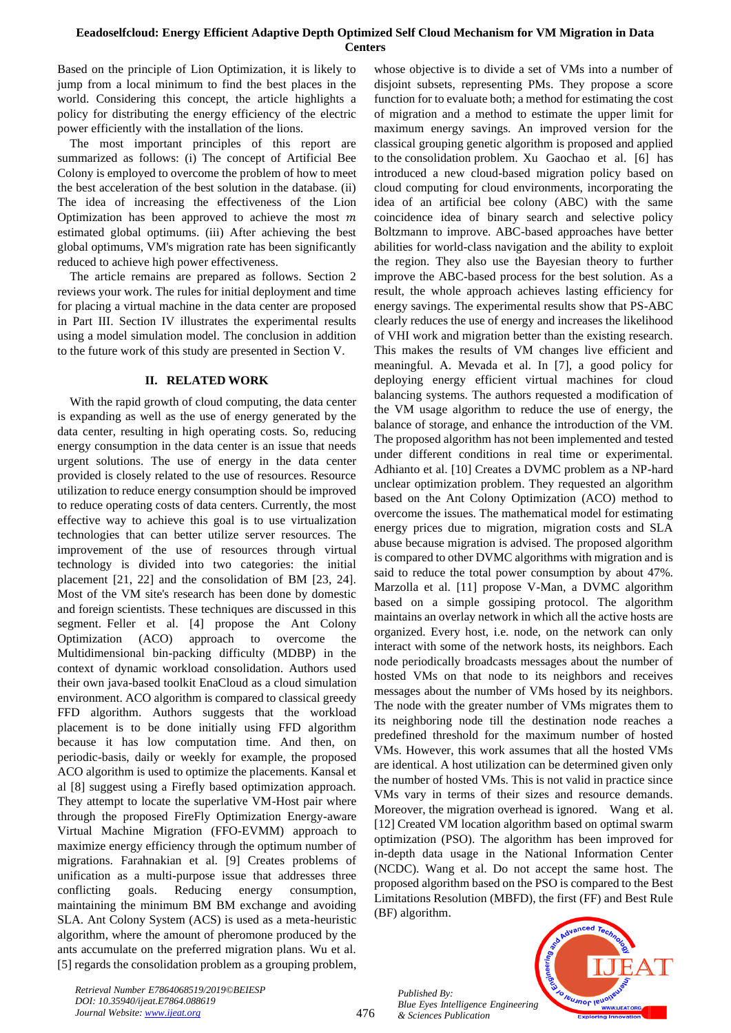Based on the principle of Lion Optimization, it is likely to jump from a local minimum to find the best places in the world. Considering this concept, the article highlights a policy for distributing the energy efficiency of the electric power efficiently with the installation of the lions.

The most important principles of this report are summarized as follows: (i) The concept of Artificial Bee Colony is employed to overcome the problem of how to meet the best acceleration of the best solution in the database. (ii) The idea of increasing the effectiveness of the Lion Optimization has been approved to achieve the most $m$ estimated global optimums. (iii) After achieving the best global optimums, VM's migration rate has been significantly reduced to achieve high power effectiveness.

The article remains are prepared as follows. Section 2 reviews your work. The rules for initial deployment and time for placing a virtual machine in the data center are proposed in Part III. Section IV illustrates the experimental results using a model simulation model. The conclusion in addition to the future work of this study are presented in Section V.

## II. RELATED WORK

With the rapid growth of cloud computing, the data center is expanding as well as the use of energy generated by the data center, resulting in high operating costs. So, reducing energy consumption in the data center is an issue that needs urgent solutions. The use of energy in the data center provided is closely related to the use of resources. Resource utilization to reduce energy consumption should be improved to reduce operating costs of data centers. Currently, the most effective way to achieve this goal is to use virtualization technologies that can better utilize server resources. The improvement of the use of resources through virtual technology is divided into two categories: the initial placement [21, 22] and the consolidation of BM [23, 24]. Most of the VM site's research has been done by domestic and foreign scientists. These techniques are discussed in this segment. Feller et al. [4] propose the Ant Colony Optimization (ACO) approach to overcome the Multidimensional bin-packing difficulty (MDBP) in the context of dynamic workload consolidation. Authors used their own java-based toolkit EnaCloud as a cloud simulation environment. ACO algorithm is compared to classical greedy FFD algorithm. Authors suggests that the workload placement is to be done initially using FFD algorithm because it has low computation time. And then, on periodic-basis, daily or weekly for example, the proposed ACO algorithm is used to optimize the placements. Kansal et al [8] suggest using a Firefly based optimization approach. They attempt to locate the superlative VM-Host pair where through the proposed FireFly Optimization Energy-aware Virtual Machine Migration (FFO-EVMM) approach to maximize energy efficiency through the optimum number of migrations. Farahnakian et al. [9] Creates problems of unification as a multi-purpose issue that addresses three conflicting goals. Reducing energy consumption, maintaining the minimum BM BM exchange and avoiding SLA. Ant Colony System (ACS) is used as a meta-heuristic algorithm, where the amount of pheromone produced by the ants accumulate on the preferred migration plans. Wu et al. [5] regards the consolidation problem as a grouping problem, whose objective is to divide a set of VMs into a number of disjoint subsets, representing PMs. They propose a score function for to evaluate both; a method for estimating the cost of migration and a method to estimate the upper limit for maximum energy savings. An improved version for the classical grouping genetic algorithm is proposed and applied to the consolidation problem. Xu Gaochao et al. [6] has introduced a new cloud-based migration policy based on cloud computing for cloud environments, incorporating the idea of an artificial bee colony (ABC) with the same coincidence idea of binary search and selective policy Boltzmann to improve. ABC-based approaches have better abilities for world-class navigation and the ability to exploit the region. They also use the Bayesian theory to further improve the ABC-based process for the best solution. As a result, the whole approach achieves lasting efficiency for energy savings. The experimental results show that PS-ABC clearly reduces the use of energy and increases the likelihood of VHI work and migration better than the existing research. This makes the results of VM changes live efficient and meaningful. A. Mevada et al. In [7], a good policy for deploying energy efficient virtual machines for cloud balancing systems. The authors requested a modification of the VM usage algorithm to reduce the use of energy, the balance of storage, and enhance the introduction of the VM. The proposed algorithm has not been implemented and tested under different conditions in real time or experimental. Adhianto et al. [10] Creates a DVMC problem as a NP-hard unclear optimization problem. They requested an algorithm based on the Ant Colony Optimization (ACO) method to overcome the issues. The mathematical model for estimating energy prices due to migration, migration costs and SLA abuse because migration is advised. The proposed algorithm is compared to other DVMC algorithms with migration and is said to reduce the total power consumption by about 47%. Marzolla et al. [11] propose V-Man, a DVMC algorithm based on a simple gossiping protocol. The algorithm maintains an overlay network in which all the active hosts are organized. Every host, i.e. node, on the network can only interact with some of the network hosts, its neighbors. Each node periodically broadcasts messages about the number of hosted VMs on that node to its neighbors and receives messages about the number of VMs hosed by its neighbors. The node with the greater number of VMs migrates them to its neighboring node till the destination node reaches a predefined threshold for the maximum number of hosted VMs. However, this work assumes that all the hosted VMs are identical. A host utilization can be determined given only the number of hosted VMs. This is not valid in practice since VMs vary in terms of their sizes and resource demands. Moreover, the migration overhead is ignored. Wang et al. [12] Created VM location algorithm based on optimal swarm optimization (PSO). The algorithm has been improved for in-depth data usage in the National Information Center (NCDC). Wang et al. Do not accept the same host. The proposed algorithm based on the PSO is compared to the Best Limitations Resolution (MBFD), the first (FF) and Best Rule (BF) algorithm.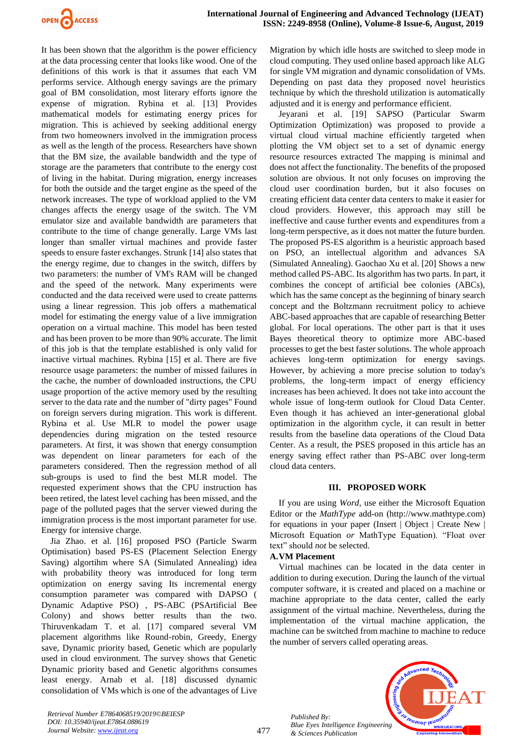It has been shown that the algorithm is the power efficiency at the data processing center that looks like wood. One of the definitions of this work is that it assumes that each VM performs service. Although energy savings are the primary goal of BM consolidation, most literary efforts ignore the expense of migration. Rybina et al. [13] Provides mathematical models for estimating energy prices for migration. This is achieved by seeking additional energy from two homeowners involved in the immigration process as well as the length of the process. Researchers have shown that the BM size, the available bandwidth and the type of storage are the parameters that contribute to the energy cost of living in the habitat. During migration, energy increases for both the outside and the target engine as the speed of the network increases. The type of workload applied to the VM changes affects the energy usage of the switch. The VM emulator size and available bandwidth are parameters that contribute to the time of change generally. Large VMs last longer than smaller virtual machines and provide faster speeds to ensure faster exchanges. Strunk [14] also states that the energy regime, due to changes in the switch, differs by two parameters: the number of VM's RAM will be changed and the speed of the network. Many experiments were conducted and the data received were used to create patterns using a linear regression. This job offers a mathematical model for estimating the energy value of a live immigration operation on a virtual machine. This model has been tested and has been proven to be more than 90% accurate. The limit of this job is that the template established is only valid for inactive virtual machines. Rybina [15] et al. There are five resource usage parameters: the number of missed failures in the cache, the number of downloaded instructions, the CPU usage proportion of the active memory used by the resulting server to the data rate and the number of "dirty pages" Found on foreign servers during migration. This work is different. Rybina et al. Use MLR to model the power usage dependencies during migration on the tested resource parameters. At first, it was shown that energy consumption was dependent on linear parameters for each of the parameters considered. Then the regression method of all sub-groups is used to find the best MLR model. The requested experiment shows that the CPU instruction has been retired, the latest level caching has been missed, and the page of the polluted pages that the server viewed during the immigration process is the most important parameter for use. Energy for intensive charge.

Jia Zhao. et al. [16] proposed PSO (Particle Swarm Optimisation) based PS-ES (Placement Selection Energy Saving) algortihm where SA (Simulated Annealing) idea with probability theory was introduced for long term optimization on energy saving Its incremental energy consumption parameter was compared with DAPSO ( Dynamic Adaptive PSO) , PS-ABC (PSArtificial Bee Colony) and shows better results than the two. Thiruvenkadam T. et al. [17] compared several VM placement algorithms like Round-robin, Greedy, Energy save, Dynamic priority based, Genetic which are popularly used in cloud environment. The survey shows that Genetic Dynamic priority based and Genetic algorithms consumes least energy. Arnab et al. [18] discussed dynamic consolidation of VMs which is one of the advantages of Live Migration by which idle hosts are switched to sleep mode in cloud computing. They used online based approach like ALG for single VM migration and dynamic consolidation of VMs. Depending on past data they proposed novel heuristics technique by which the threshold utilization is automatically adjusted and it is energy and performance efficient.

Jeyarani et al. [19] SAPSO (Particular Swarm Optimization Optimization) was proposed to provide a virtual cloud virtual machine efficiently targeted when plotting the VM object set to a set of dynamic energy resource resources extracted The mapping is minimal and does not affect the functionality. The benefits of the proposed solution are obvious. It not only focuses on improving the cloud user coordination burden, but it also focuses on creating efficient data center data centers to make it easier for cloud providers. However, this approach may still be ineffective and cause further events and expenditures from a long-term perspective, as it does not matter the future burden. The proposed PS-ES algorithm is a heuristic approach based on PSO, an intellectual algorithm and advances SA (Simulated Annealing). Gaochao Xu et al. [20] Shows a new method called PS-ABC. Its algorithm has two parts. In part, it combines the concept of artificial bee colonies (ABCs), which has the same concept as the beginning of binary search concept and the Boltzmann recruitment policy to achieve ABC-based approaches that are capable of researching Better global. For local operations. The other part is that it uses Bayes theoretical theory to optimize more ABC-based processes to get the best faster solutions. The whole approach achieves long-term optimization for energy savings. However, by achieving a more precise solution to today's problems, the long-term impact of energy efficiency increases has been achieved. It does not take into account the whole issue of long-term outlook for Cloud Data Center. Even though it has achieved an inter-generational global optimization in the algorithm cycle, it can result in better results from the baseline data operations of the Cloud Data Center. As a result, the PSES proposed in this article has an energy saving effect rather than PS-ABC over long-term cloud data centers.

## III. PROPOSED WORK

If you are using *Word*, use either the Microsoft Equation Editor or the *MathType* add-on (http://www.mathtype.com) for equations in your paper (Insert | Object | Create New | Microsoft Equation *or* MathType Equation). "Float over text" should *not* be selected.

### A. VM Placement

Virtual machines can be located in the data center in addition to during execution. During the launch of the virtual computer software, it is created and placed on a machine or machine appropriate to the data center, called the early assignment of the virtual machine. Nevertheless, during the implementation of the virtual machine application, the machine can be switched from machine to machine to reduce the number of servers called operating areas.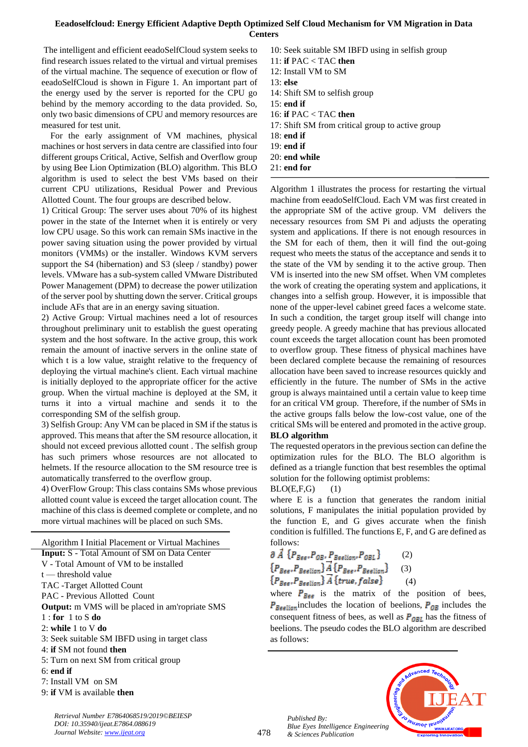The intelligent and efficient eeadoSelfCloud system seeks to find research issues related to the virtual and virtual premises of the virtual machine. The sequence of execution or flow of eeadoSelfCloud is shown in Figure 1. An important part of the energy used by the server is reported for the CPU go behind by the memory according to the data provided. So, only two basic dimensions of CPU and memory resources are measured for test unit.

For the early assignment of VM machines, physical machines or host servers in data centre are classified into four different groups Critical, Active, Selfish and Overflow group by using Bee Lion Optimization (BLO) algorithm. This BLO algorithm is used to select the best VMs based on their current CPU utilizations, Residual Power and Previous Allotted Count. The four groups are described below.

1) Critical Group: The server uses about 70% of its highest power in the state of the Internet when it is entirely or very low CPU usage. So this work can remain SMs inactive in the power saving situation using the power provided by virtual monitors (VMMs) or the installer. Windows KVM servers support the S4 (hibernation) and S3 (sleep / standby) power levels. VMware has a sub-system called VMware Distributed Power Management (DPM) to decrease the power utilization of the server pool by shutting down the server. Critical groups include AFs that are in an energy saving situation.

2) Active Group: Virtual machines need a lot of resources throughout preliminary unit to establish the guest operating system and the host software. In the active group, this work remain the amount of inactive servers in the online state of which t is a low value, straight relative to the frequency of deploying the virtual machine's client. Each virtual machine is initially deployed to the appropriate officer for the active group. When the virtual machine is deployed at the SM, it turns it into a virtual machine and sends it to the corresponding SM of the selfish group.

3) Selfish Group: Any VM can be placed in SM if the status is approved. This means that after the SM resource allocation, it should not exceed previous allotted count . The selfish group has such primers whose resources are not allocated to helmets. If the resource allocation to the SM resource tree is automatically transferred to the overflow group.

4) OverFlow Group: This class contains SMs whose previous allotted count value is exceed the target allocation count. The machine of this class is deemed complete or complete, and no more virtual machines will be placed on such SMs.

Algorithm I Initial Placement or Virtual Machines

**Input:** S - Total Amount of SM on Data Center
V - Total Amount of VM to be installed
t — threshold value
TAC -Target Allotted Count
PAC - Previous Allotted Count
**Output:** m VMS will be placed in am'ropriate SMS
1 : **for** 1 to S **do**
2: **while** 1 to V **do**
3: Seek suitable SM IBFD using in target class
4: **if** SM not found **then**
5: Turn on next SM from critical group
6: **end if**
7: Install VM on SM
9: **if** VM is available **then**
10: Seek suitable SM IBFD using in selfish group
11: **if** PAC < TAC **then**
12: Install VM to SM
13: **else**
14: Shift SM to selfish group
15: **end if**
16: **if** PAC < TAC **then**
17: Shift SM from critical group to active group
18: **end if**
19: **end if**
20: **end while**
21: **end for**

Algorithm 1 illustrates the process for restarting the virtual machine from eeadoSelfCloud. Each VM was first created in the appropriate SM of the active group. VM delivers the necessary resources from SM Pi and adjusts the operating system and applications. If there is not enough resources in the SM for each of them, then it will find the out-going request who meets the status of the acceptance and sends it to the state of the VM by sending it to the active group. Then VM is inserted into the new SM offset. When VM completes the work of creating the operating system and applications, it changes into a selfish group. However, it is impossible that none of the upper-level cabinet greed faces a welcome state. In such a condition, the target group itself will change into greedy people. A greedy machine that has previous allocated count exceeds the target allocation count has been promoted to overflow group. These fitness of physical machines have been declared complete because the remaining of resources allocation have been saved to increase resources quickly and efficiently in the future. The number of SMs in the active group is always maintained until a certain value to keep time for an critical VM group. Therefore, if the number of SMs in the active groups falls below the low-cost value, one of the critical SMs will be entered and promoted in the active group.

**BLO algorithm**

The requested operators in the previous section can define the optimization rules for the BLO. The BLO algorithm is defined as a triangle function that best resembles the optimal solution for the following optimist problems:

BLO(E,F,G) (1)

where E is a function that generates the random initial solutions, F manipulates the initial population provided by the function E, and G gives accurate when the finish condition is fulfilled. The functions E, F, and G are defined as follows:

$$\partial \vec{A} \{P_{Bee}, P_{OB}, P_{Beelion}, P_{OBL}\} \quad (2)$$

$$\{P_{Bee}, P_{Beelion}\} \vec{A} \{P_{Bee}, P_{Beelion}\} \quad (3)$$

$$\{P_{Bee}, P_{Beelion}\} \vec{A} \{true, false\} \quad (4)$$

where $P_{Bee}$ is the matrix of the position of bees, $P_{Beelion}$ includes the location of beelions, $P_{OB}$ includes the consequent fitness of bees, as well as $P_{OBL}$ has the fitness of beelions. The pseudo codes the BLO algorithm are described as follows: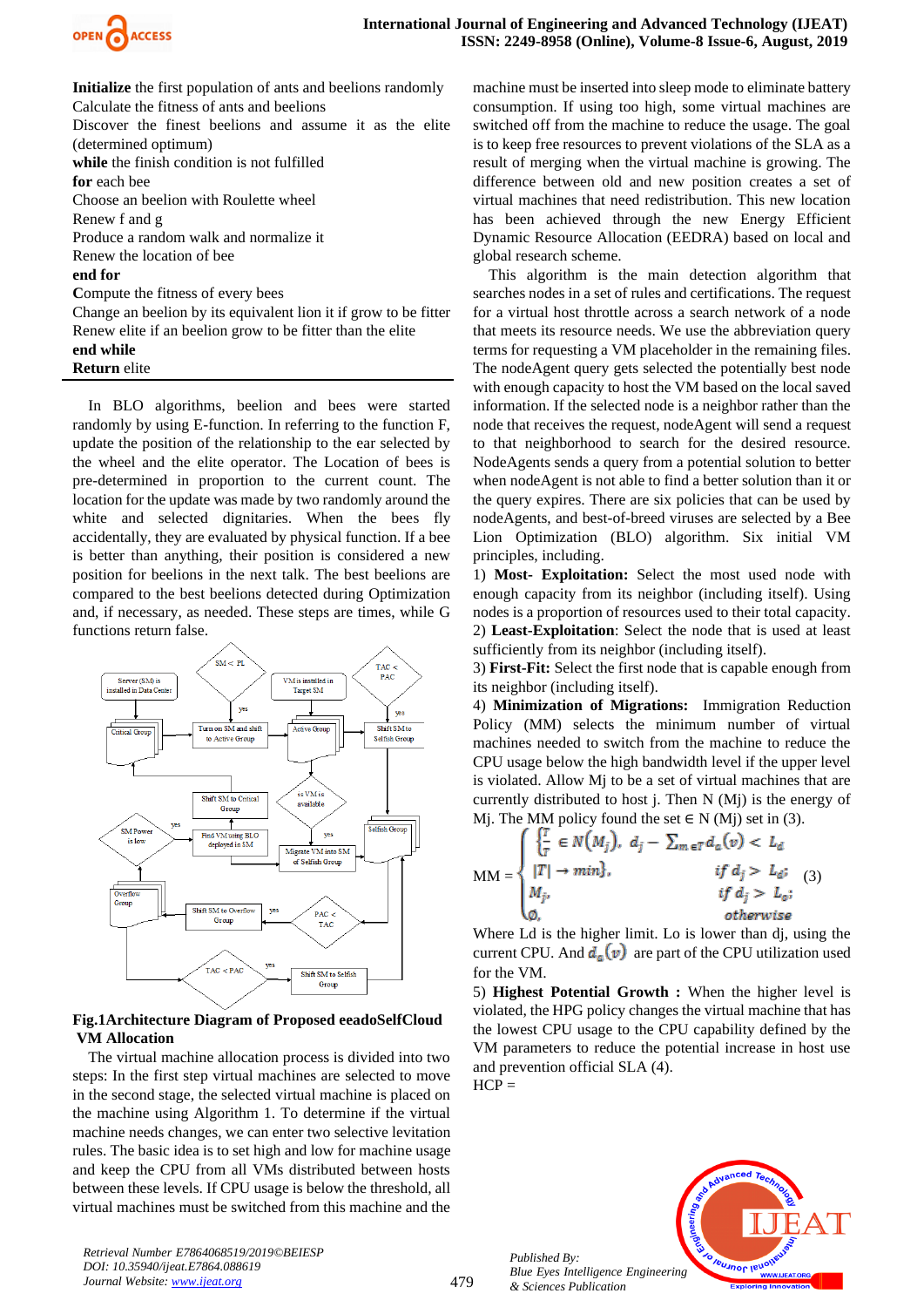**Initialize** the first population of ants and beelions randomly
Calculate the fitness of ants and beelions
Discover the finest beelions and assume it as the elite (determined optimum)
**while** the finish condition is not fulfilled
**for** each bee
Choose an beelion with Roulette wheel
Renew f and g
Produce a random walk and normalize it
Renew the location of bee
**end for**
**C**ompute the fitness of every bees
Change an beelion by its equivalent lion it if grow to be fitter
Renew elite if an beelion grow to be fitter than the elite
**end while**
**Return** elite

In BLO algorithms, beelion and bees were started randomly by using E-function. In referring to the function F, update the position of the relationship to the ear selected by the wheel and the elite operator. The Location of bees is pre-determined in proportion to the current count. The location for the update was made by two randomly around the white and selected dignitaries. When the bees fly accidentally, they are evaluated by physical function. If a bee is better than anything, their position is considered a new position for beelions in the next talk. The best beelions are compared to the best beelions detected during Optimization and, if necessary, as needed. These steps are times, while G functions return false.

**Fig.1Architecture Diagram of Proposed eeadoSelfCloud VM Allocation**

The virtual machine allocation process is divided into two steps: In the first step virtual machines are selected to move in the second stage, the selected virtual machine is placed on the machine using Algorithm 1. To determine if the virtual machine needs changes, we can enter two selective levitation rules. The basic idea is to set high and low for machine usage and keep the CPU from all VMs distributed between hosts between these levels. If CPU usage is below the threshold, all virtual machines must be switched from this machine and the machine must be inserted into sleep mode to eliminate battery consumption. If using too high, some virtual machines are switched off from the machine to reduce the usage. The goal is to keep free resources to prevent violations of the SLA as a result of merging when the virtual machine is growing. The difference between old and new position creates a set of virtual machines that need redistribution. This new location has been achieved through the new Energy Efficient Dynamic Resource Allocation (EEDRA) based on local and global research scheme.

This algorithm is the main detection algorithm that searches nodes in a set of rules and certifications. The request for a virtual host throttle across a search network of a node that meets its resource needs. We use the abbreviation query terms for requesting a VM placeholder in the remaining files. The nodeAgent query gets selected the potentially best node with enough capacity to host the VM based on the local saved information. If the selected node is a neighbor rather than the node that receives the request, nodeAgent will send a request to that neighborhood to search for the desired resource. NodeAgents sends a query from a potential solution to better when nodeAgent is not able to find a better solution than it or the query expires. There are six policies that can be used by nodeAgents, and best-of-breed viruses are selected by a Bee Lion Optimization (BLO) algorithm. Six initial VM principles, including.

1) **Most- Exploitation:** Select the most used node with enough capacity from its neighbor (including itself). Using nodes is a proportion of resources used to their total capacity.
2) **Least-Exploitation**: Select the node that is used at least sufficiently from its neighbor (including itself).
3) **First-Fit:** Select the first node that is capable enough from its neighbor (including itself).
4) **Minimization of Migrations:** Immigration Reduction Policy (MM) selects the minimum number of virtual machines needed to switch from the machine to reduce the CPU usage below the high bandwidth level if the upper level is violated. Allow Mj to be a set of virtual machines that are currently distributed to host j. Then N (Mj) is the energy of Mj. The MM policy found the set ∈ N (Mj) set in (3).

$$MM = \begin{cases} \{T \in N(M_j),\ d_j - \sum_{m \in T} d_a(v) < L_d \\ |T| \to min\}, & if\ d_j > L_d; \\ M_j, & if\ d_j > L_o; \\ \emptyset, & otherwise \end{cases} \quad (3)$$

Where Ld is the higher limit. Lo is lower than dj, using the current CPU. And $d_a(v)$ are part of the CPU utilization used for the VM.

5) **Highest Potential Growth :** When the higher level is violated, the HPG policy changes the virtual machine that has the lowest CPU usage to the CPU capability defined by the VM parameters to reduce the potential increase in host use and prevention official SLA (4).

HCP =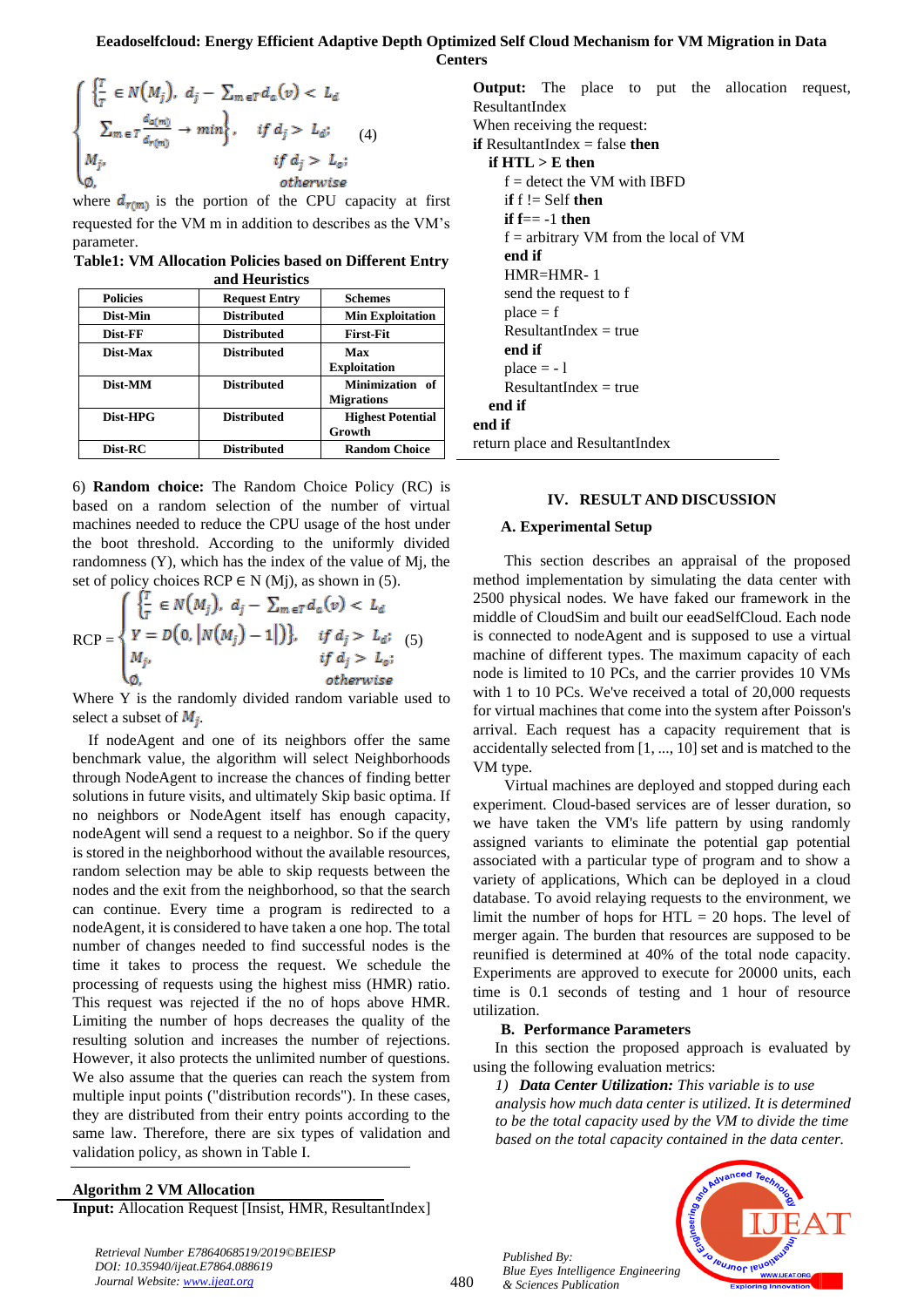$$\begin{cases} \left\{ \frac{T}{T} \in N(M_j),\ d_j - \sum_{m \in T} d_a(v) < L_d \right. \\ \left. \sum_{m \in T} \frac{d_{a(m)}}{d_{r(m)}} \to min \right\}, & if\ d_j > L_d; \\ M_j, & if\ d_j > L_o; \\ \emptyset, & otherwise \end{cases} \quad (4)$$

where $d_{r(m)}$ is the portion of the CPU capacity at first requested for the VM m in addition to describes as the VM's parameter.

**Table1: VM Allocation Policies based on Different Entry and Heuristics**

| Policies | Request Entry | Schemes |
|---|---|---|
| Dist-Min | Distributed | Min Exploitation |
| Dist-FF | Distributed | First-Fit |
| Dist-Max | Distributed | Max Exploitation |
| Dist-MM | Distributed | Minimization of Migrations |
| Dist-HPG | Distributed | Highest Potential Growth |
| Dist-RC | Distributed | Random Choice |

6) **Random choice:** The Random Choice Policy (RC) is based on a random selection of the number of virtual machines needed to reduce the CPU usage of the host under the boot threshold. According to the uniformly divided randomness (Y), which has the index of the value of Mj, the set of policy choices RCP ∈ N (Mj), as shown in (5).

$$RCP = \begin{cases} \left\{ \frac{T}{T} \in N(M_j),\ d_j - \sum_{m \in T} d_a(v) < L_d \right. \\ \left. Y = D\big(0, |N(M_j) - 1|\big) \right\}, & if\ d_j > L_d; \\ M_j, & if\ d_j > L_o; \\ \emptyset, & otherwise \end{cases} \quad (5)$$

Where Y is the randomly divided random variable used to select a subset of $M_j$.

If nodeAgent and one of its neighbors offer the same benchmark value, the algorithm will select Neighborhoods through NodeAgent to increase the chances of finding better solutions in future visits, and ultimately Skip basic optima. If no neighbors or NodeAgent itself has enough capacity, nodeAgent will send a request to a neighbor. So if the query is stored in the neighborhood without the available resources, random selection may be able to skip requests between the nodes and the exit from the neighborhood, so that the search can continue. Every time a program is redirected to a nodeAgent, it is considered to have taken a one hop. The total number of changes needed to find successful nodes is the time it takes to process the request. We schedule the processing of requests using the highest miss (HMR) ratio. This request was rejected if the no of hops above HMR. Limiting the number of hops decreases the quality of the resulting solution and increases the number of rejections. However, it also protects the unlimited number of questions. We also assume that the queries can reach the system from multiple input points ("distribution records"). In these cases, they are distributed from their entry points according to the same law. Therefore, there are six types of validation and validation policy, as shown in Table I.

**Algorithm 2 VM Allocation**

**Input:** Allocation Request [Insist, HMR, ResultantIndex]

**Output:** The place to put the allocation request, ResultantIndex

When receiving the request:
**if** ResultantIndex = false **then**
  **if** HTL > E **then**
    f = detect the VM with IBFD
    **if** f != Self **then**
    **if** f== -1 **then**
    f = arbitrary VM from the local of VM
    **end if**
    HMR=HMR- 1
    send the request to f
    place = f
    ResultantIndex = true
    **end if**
    place = - 1
    ResultantIndex = true
  **end if**
**end if**
return place and ResultantIndex

## IV. RESULT AND DISCUSSION

### A. Experimental Setup

This section describes an appraisal of the proposed method implementation by simulating the data center with 2500 physical nodes. We have faked our framework in the middle of CloudSim and built our eeadSelfCloud. Each node is connected to nodeAgent and is supposed to use a virtual machine of different types. The maximum capacity of each node is limited to 10 PCs, and the carrier provides 10 VMs with 1 to 10 PCs. We've received a total of 20,000 requests for virtual machines that come into the system after Poisson's arrival. Each request has a capacity requirement that is accidentally selected from [1, ..., 10] set and is matched to the VM type.

Virtual machines are deployed and stopped during each experiment. Cloud-based services are of lesser duration, so we have taken the VM's life pattern by using randomly assigned variants to eliminate the potential gap potential associated with a particular type of program and to show a variety of applications, Which can be deployed in a cloud database. To avoid relaying requests to the environment, we limit the number of hops for HTL = 20 hops. The level of merger again. The burden that resources are supposed to be reunified is determined at 40% of the total node capacity. Experiments are approved to execute for 20000 units, each time is 0.1 seconds of testing and 1 hour of resource utilization.

### B. Performance Parameters

In this section the proposed approach is evaluated by using the following evaluation metrics:

*1) **Data Center Utilization:** This variable is to use analysis how much data center is utilized. It is determined to be the total capacity used by the VM to divide the time based on the total capacity contained in the data center.*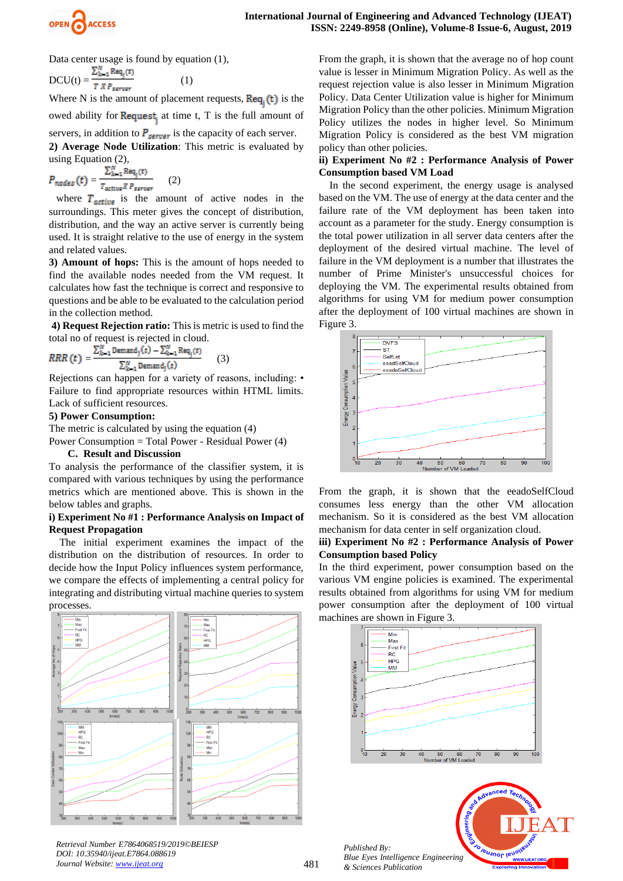Data center usage is found by equation (1),

$$\text{DCU(t)} = \frac{\sum_{k=1}^{N} \text{Req}_j(t)}{T\ X\ P_{server}} \qquad (1)$$

Where N is the amount of placement requests, $\text{Req}_j(t)$ is the owed ability for $\text{Request}_j$ at time t, T is the full amount of servers, in addition to $P_{server}$ is the capacity of each server.

**2) Average Node Utilization**: This metric is evaluated by using Equation (2),

$$P_{nodes}(t) = \frac{\sum_{k=1}^{N} \text{Req}_j(t)}{T_{active} X\ P_{server}} \qquad (2)$$

where $T_{active}$ is the amount of active nodes in the surroundings. This meter gives the concept of distribution, distribution, and the way an active server is currently being used. It is straight relative to the use of energy in the system and related values.

**3) Amount of hops:** This is the amount of hops needed to find the available nodes needed from the VM request. It calculates how fast the technique is correct and responsive to questions and be able to be evaluated to the calculation period in the collection method.

**4) Request Rejection ratio:** This is metric is used to find the total no of request is rejected in cloud.

$$RRR(t) = \frac{\sum_{k=1}^{N} \text{Demand}_j(t) - \sum_{k=1}^{N} \text{Req}_j(t)}{\sum_{k=1}^{N} \text{Demand}_j(t)} \qquad (3)$$

Rejections can happen for a variety of reasons, including: • Failure to find appropriate resources within HTML limits. Lack of sufficient resources.

**5) Power Consumption:**

The metric is calculated by using the equation (4)

Power Consumption = Total Power - Residual Power (4)

## C. Result and Discussion

To analysis the performance of the classifier system, it is compared with various techniques by using the performance metrics which are mentioned above. This is shown in the below tables and graphs.

**i) Experiment No #1 : Performance Analysis on Impact of Request Propagation**

The initial experiment examines the impact of the distribution on the distribution of resources. In order to decide how the Input Policy influences system performance, we compare the effects of implementing a central policy for integrating and distributing virtual machine queries to system processes.

From the graph, it is shown that the average no of hop count value is lesser in Minimum Migration Policy. As well as the request rejection value is also lesser in Minimum Migration Policy. Data Center Utilization value is higher for Minimum Migration Policy than the other policies. Minimum Migration Policy utilizes the nodes in higher level. So Minimum Migration Policy is considered as the best VM migration policy than other policies.

**ii) Experiment No #2 : Performance Analysis of Power Consumption based VM Load**

In the second experiment, the energy usage is analysed based on the VM. The use of energy at the data center and the failure rate of the VM deployment has been taken into account as a parameter for the study. Energy consumption is the total power utilization in all server data centers after the deployment of the desired virtual machine. The level of failure in the VM deployment is a number that illustrates the number of Prime Minister's unsuccessful choices for deploying the VM. The experimental results obtained from algorithms for using VM for medium power consumption after the deployment of 100 virtual machines are shown in Figure 3.

From the graph, it is shown that the eeadoSelfCloud consumes less energy than the other VM allocation mechanism. So it is considered as the best VM allocation mechanism for data center in self organization cloud.

**iii) Experiment No #2 : Performance Analysis of Power Consumption based Policy**

In the third experiment, power consumption based on the various VM engine policies is examined. The experimental results obtained from algorithms for using VM for medium power consumption after the deployment of 100 virtual machines are shown in Figure 3.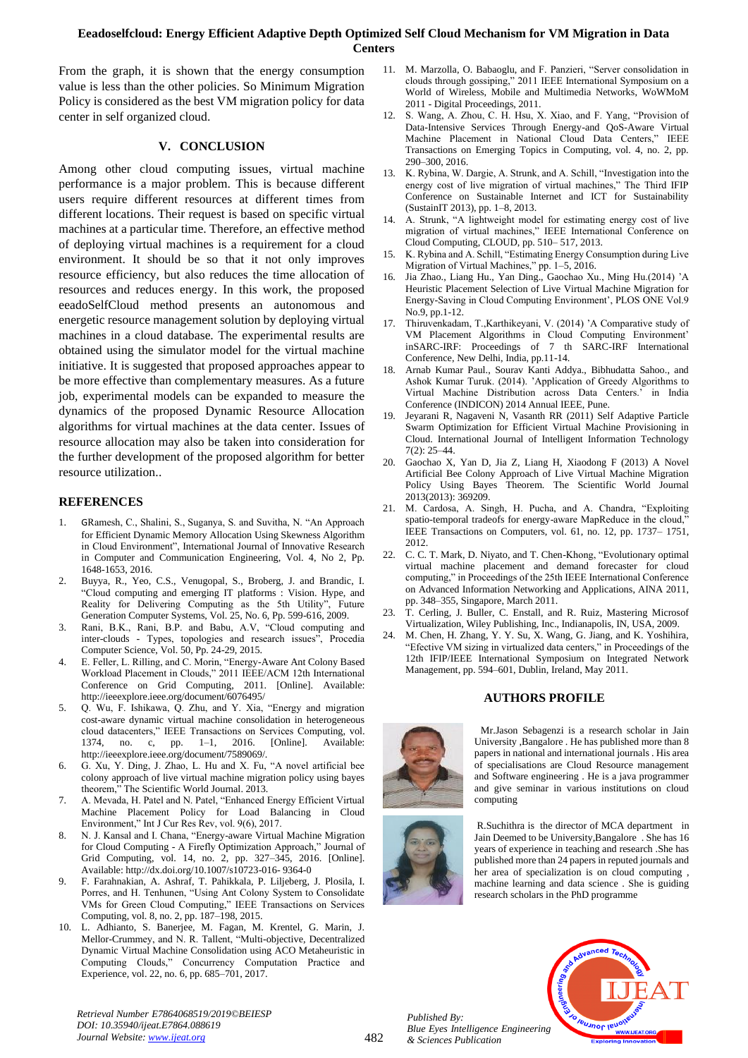From the graph, it is shown that the energy consumption value is less than the other policies. So Minimum Migration Policy is considered as the best VM migration policy for data center in self organized cloud.

## V. CONCLUSION

Among other cloud computing issues, virtual machine performance is a major problem. This is because different users require different resources at different times from different locations. Their request is based on specific virtual machines at a particular time. Therefore, an effective method of deploying virtual machines is a requirement for a cloud environment. It should be so that it not only improves resource efficiency, but also reduces the time allocation of resources and reduces energy. In this work, the proposed eeadoSelfCloud method presents an autonomous and energetic resource management solution by deploying virtual machines in a cloud database. The experimental results are obtained using the simulator model for the virtual machine initiative. It is suggested that proposed approaches appear to be more effective than complementary measures. As a future job, experimental models can be expanded to measure the dynamics of the proposed Dynamic Resource Allocation algorithms for virtual machines at the data center. Issues of resource allocation may also be taken into consideration for the further development of the proposed algorithm for better resource utilization..

## REFERENCES

1. GRamesh, C., Shalini, S., Suganya, S. and Suvitha, N. "An Approach for Efficient Dynamic Memory Allocation Using Skewness Algorithm in Cloud Environment", International Journal of Innovative Research in Computer and Communication Engineering, Vol. 4, No 2, Pp. 1648-1653, 2016.
2. Buyya, R., Yeo, C.S., Venugopal, S., Broberg, J. and Brandic, I. "Cloud computing and emerging IT platforms : Vision. Hype, and Reality for Delivering Computing as the 5th Utility", Future Generation Computer Systems, Vol. 25, No. 6, Pp. 599-616, 2009.
3. Rani, B.K., Rani, B.P. and Babu, A.V, "Cloud computing and inter-clouds - Types, topologies and research issues", Procedia Computer Science, Vol. 50, Pp. 24-29, 2015.
4. E. Feller, L. Rilling, and C. Morin, "Energy-Aware Ant Colony Based Workload Placement in Clouds," 2011 IEEE/ACM 12th International Conference on Grid Computing, 2011. [Online]. Available: http://ieeexplore.ieee.org/document/6076495/
5. Q. Wu, F. Ishikawa, Q. Zhu, and Y. Xia, "Energy and migration cost-aware dynamic virtual machine consolidation in heterogeneous cloud datacenters," IEEE Transactions on Services Computing, vol. 1374, no. c, pp. 1–1, 2016. [Online]. Available: http://ieeexplore.ieee.org/document/7589069/.
6. G. Xu, Y. Ding, J. Zhao, L. Hu and X. Fu, "A novel artificial bee colony approach of live virtual machine migration policy using bayes theorem," The Scientific World Journal. 2013.
7. A. Mevada, H. Patel and N. Patel, "Enhanced Energy Efficient Virtual Machine Placement Policy for Load Balancing in Cloud Environment," Int J Cur Res Rev, vol. 9(6), 2017.
8. N. J. Kansal and I. Chana, "Energy-aware Virtual Machine Migration for Cloud Computing - A Firefly Optimization Approach," Journal of Grid Computing, vol. 14, no. 2, pp. 327–345, 2016. [Online]. Available: http://dx.doi.org/10.1007/s10723-016- 9364-0
9. F. Farahnakian, A. Ashraf, T. Pahikkala, P. Liljeberg, J. Plosila, I. Porres, and H. Tenhunen, "Using Ant Colony System to Consolidate VMs for Green Cloud Computing," IEEE Transactions on Services Computing, vol. 8, no. 2, pp. 187–198, 2015.
10. L. Adhianto, S. Banerjee, M. Fagan, M. Krentel, G. Marin, J. Mellor-Crummey, and N. R. Tallent, "Multi-objective, Decentralized Dynamic Virtual Machine Consolidation using ACO Metaheuristic in Computing Clouds," Concurrency Computation Practice and Experience, vol. 22, no. 6, pp. 685–701, 2017.
11. M. Marzolla, O. Babaoglu, and F. Panzieri, "Server consolidation in clouds through gossiping," 2011 IEEE International Symposium on a World of Wireless, Mobile and Multimedia Networks, WoWMoM 2011 - Digital Proceedings, 2011.
12. S. Wang, A. Zhou, C. H. Hsu, X. Xiao, and F. Yang, "Provision of Data-Intensive Services Through Energy-and QoS-Aware Virtual Machine Placement in National Cloud Data Centers," IEEE Transactions on Emerging Topics in Computing, vol. 4, no. 2, pp. 290–300, 2016.
13. K. Rybina, W. Dargie, A. Strunk, and A. Schill, "Investigation into the energy cost of live migration of virtual machines," The Third IFIP Conference on Sustainable Internet and ICT for Sustainability (SustainIT 2013), pp. 1–8, 2013.
14. A. Strunk, "A lightweight model for estimating energy cost of live migration of virtual machines," IEEE International Conference on Cloud Computing, CLOUD, pp. 510– 517, 2013.
15. K. Rybina and A. Schill, "Estimating Energy Consumption during Live Migration of Virtual Machines," pp. 1–5, 2016.
16. Jia Zhao., Liang Hu., Yan Ding., Gaochao Xu., Ming Hu.(2014) 'A Heuristic Placement Selection of Live Virtual Machine Migration for Energy-Saving in Cloud Computing Environment', PLOS ONE Vol.9 No.9, pp.1-12.
17. Thiruvenkadam, T.,Karthikeyani, V. (2014) 'A Comparative study of VM Placement Algorithms in Cloud Computing Environment' inSARC-IRF: Proceedings of 7 th SARC-IRF International Conference, New Delhi, India, pp.11-14.
18. Arnab Kumar Paul., Sourav Kanti Addya., Bibhudatta Sahoo., and Ashok Kumar Turuk. (2014). 'Application of Greedy Algorithms to Virtual Machine Distribution across Data Centers.' in India Conference (INDICON) 2014 Annual IEEE, Pune.
19. Jeyarani R, Nagaveni N, Vasanth RR (2011) Self Adaptive Particle Swarm Optimization for Efficient Virtual Machine Provisioning in Cloud. International Journal of Intelligent Information Technology 7(2): 25–44.
20. Gaochao X, Yan D, Jia Z, Liang H, Xiaodong F (2013) A Novel Artificial Bee Colony Approach of Live Virtual Machine Migration Policy Using Bayes Theorem. The Scientific World Journal 2013(2013): 369209.
21. M. Cardosa, A. Singh, H. Pucha, and A. Chandra, "Exploiting spatio-temporal tradeofs for energy-aware MapReduce in the cloud," IEEE Transactions on Computers, vol. 61, no. 12, pp. 1737– 1751, 2012.
22. C. C. T. Mark, D. Niyato, and T. Chen-Khong, "Evolutionary optimal virtual machine placement and demand forecaster for cloud computing," in Proceedings of the 25th IEEE International Conference on Advanced Information Networking and Applications, AINA 2011, pp. 348–355, Singapore, March 2011.
23. T. Cerling, J. Buller, C. Enstall, and R. Ruiz, Mastering Microsof Virtualization, Wiley Publishing, Inc., Indianapolis, IN, USA, 2009.
24. M. Chen, H. Zhang, Y. Y. Su, X. Wang, G. Jiang, and K. Yoshihira, "Efective VM sizing in virtualized data centers," in Proceedings of the 12th IFIP/IEEE International Symposium on Integrated Network Management, pp. 594–601, Dublin, Ireland, May 2011.

## AUTHORS PROFILE

Mr.Jason Sebagenzi is a research scholar in Jain University ,Bangalore . He has published more than 8 papers in national and international journals . His area of specialisations are Cloud Resource management and Software engineering . He is a java programmer and give seminar in various institutions on cloud computing

R.Suchithra is the director of MCA department in Jain Deemed to be University,Bangalore . She has 16 years of experience in teaching and research .She has published more than 24 papers in reputed journals and her area of specialization is on cloud computing , machine learning and data science . She is guiding research scholars in the PhD programme